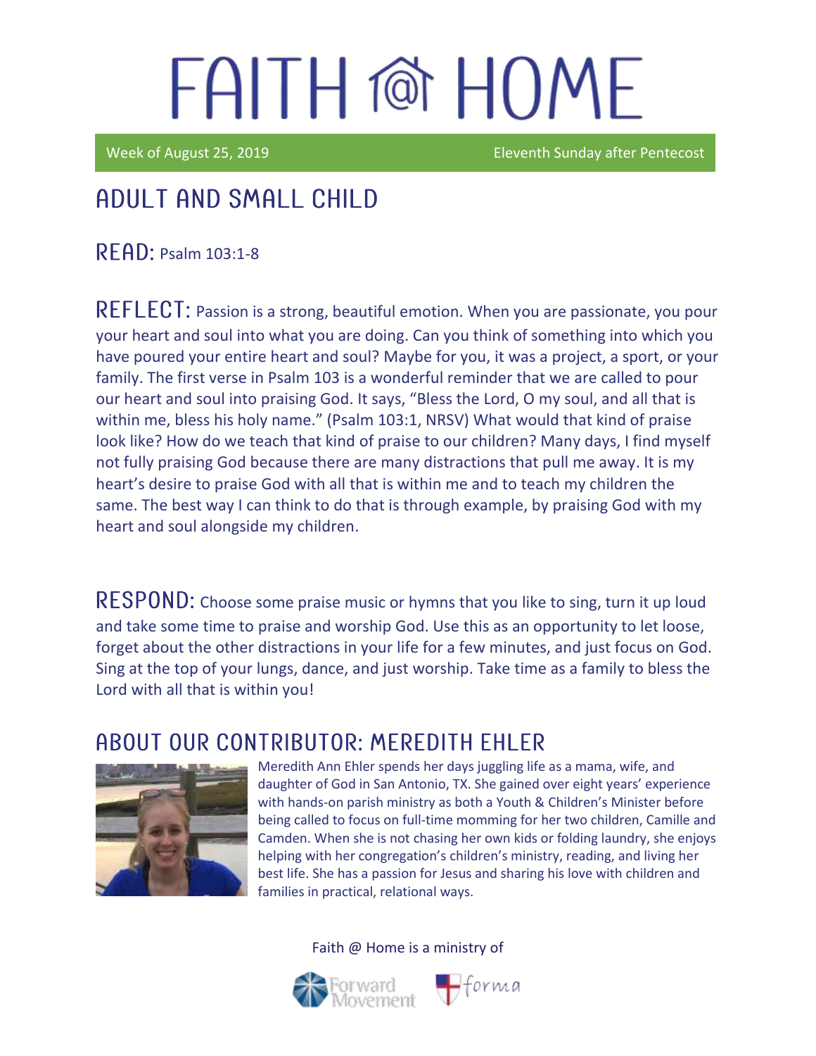# FAITH @ HOME

Week of August 25, 2019 — Eleventh Sunday after Pentecost

## ADULT AND SMALL CHILD

**READ:** Psalm 103:1-8

**REFLECT:** Passion is a strong, beautiful emotion. When you are passionate, you pour your heart and soul into what you are doing. Can you think of something into which you have poured your entire heart and soul? Maybe for you, it was a project, a sport, or your family. The first verse in Psalm 103 is a wonderful reminder that we are called to pour our heart and soul into praising God. It says, "Bless the Lord, O my soul, and all that is within me, bless his holy name." (Psalm 103:1, NRSV) What would that kind of praise look like? How do we teach that kind of praise to our children? Many days, I find myself not fully praising God because there are many distractions that pull me away. It is my heart's desire to praise God with all that is within me and to teach my children the same. The best way I can think to do that is through example, by praising God with my heart and soul alongside my children.

**RESPOND:** Choose some praise music or hymns that you like to sing, turn it up loud and take some time to praise and worship God. Use this as an opportunity to let loose, forget about the other distractions in your life for a few minutes, and just focus on God. Sing at the top of your lungs, dance, and just worship. Take time as a family to bless the Lord with all that is within you!

## ABOUT OUR CONTRIBUTOR: MEREDITH EHLER

Meredith Ann Ehler spends her days juggling life as a mama, wife, and daughter of God in San Antonio, TX. She gained over eight years' experience with hands-on parish ministry as both a Youth & Children's Minister before being called to focus on full-time momming for her two children, Camille and Camden. When she is not chasing her own kids or folding laundry, she enjoys helping with her congregation's children's ministry, reading, and living her best life. She has a passion for Jesus and sharing his love with children and families in practical, relational ways.

Faith @ Home is a ministry of Forward Movement and forma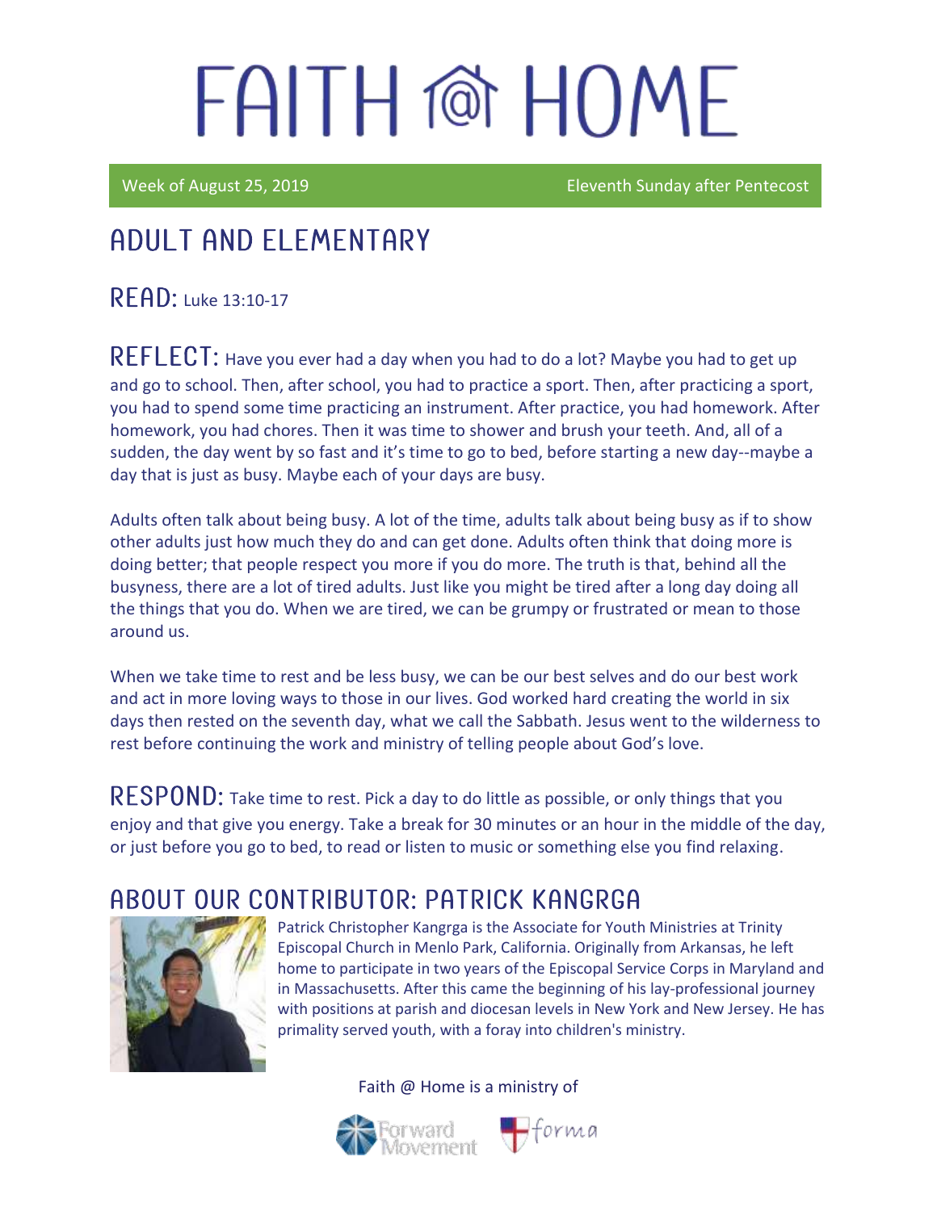# FAITH @ HOME

Week of August 25, 2019 Eleventh Sunday after Pentecost

## ADULT AND ELEMENTARY

**READ:** Luke 13:10-17

**REFLECT:** Have you ever had a day when you had to do a lot? Maybe you had to get up and go to school. Then, after school, you had to practice a sport. Then, after practicing a sport, you had to spend some time practicing an instrument. After practice, you had homework. After homework, you had chores. Then it was time to shower and brush your teeth. And, all of a sudden, the day went by so fast and it's time to go to bed, before starting a new day--maybe a day that is just as busy. Maybe each of your days are busy.

Adults often talk about being busy. A lot of the time, adults talk about being busy as if to show other adults just how much they do and can get done. Adults often think that doing more is doing better; that people respect you more if you do more. The truth is that, behind all the busyness, there are a lot of tired adults. Just like you might be tired after a long day doing all the things that you do. When we are tired, we can be grumpy or frustrated or mean to those around us.

When we take time to rest and be less busy, we can be our best selves and do our best work and act in more loving ways to those in our lives. God worked hard creating the world in six days then rested on the seventh day, what we call the Sabbath. Jesus went to the wilderness to rest before continuing the work and ministry of telling people about God's love.

**RESPOND:** Take time to rest. Pick a day to do little as possible, or only things that you enjoy and that give you energy. Take a break for 30 minutes or an hour in the middle of the day, or just before you go to bed, to read or listen to music or something else you find relaxing.

## ABOUT OUR CONTRIBUTOR: PATRICK KANGRGA

Patrick Christopher Kangrga is the Associate for Youth Ministries at Trinity Episcopal Church in Menlo Park, California. Originally from Arkansas, he left home to participate in two years of the Episcopal Service Corps in Maryland and in Massachusetts. After this came the beginning of his lay-professional journey with positions at parish and diocesan levels in New York and New Jersey. He has primality served youth, with a foray into children's ministry.

Faith @ Home is a ministry of Forward Movement and forma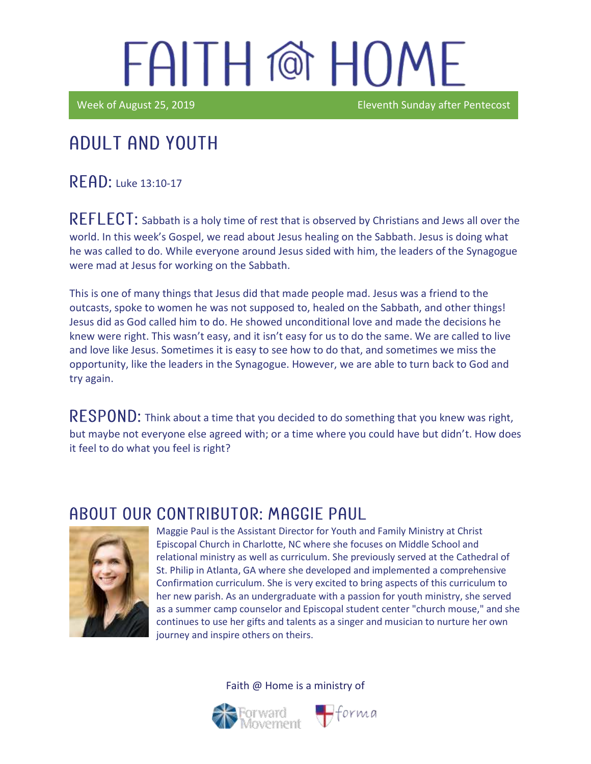# FAITH @ HOME

Week of August 25, 2019 Eleventh Sunday after Pentecost

## ADULT AND YOUTH

**READ:** Luke 13:10-17

**REFLECT:** Sabbath is a holy time of rest that is observed by Christians and Jews all over the world. In this week's Gospel, we read about Jesus healing on the Sabbath. Jesus is doing what he was called to do. While everyone around Jesus sided with him, the leaders of the Synagogue were mad at Jesus for working on the Sabbath.

This is one of many things that Jesus did that made people mad. Jesus was a friend to the outcasts, spoke to women he was not supposed to, healed on the Sabbath, and other things! Jesus did as God called him to do. He showed unconditional love and made the decisions he knew were right. This wasn't easy, and it isn't easy for us to do the same. We are called to live and love like Jesus. Sometimes it is easy to see how to do that, and sometimes we miss the opportunity, like the leaders in the Synagogue. However, we are able to turn back to God and try again.

**RESPOND:** Think about a time that you decided to do something that you knew was right, but maybe not everyone else agreed with; or a time where you could have but didn't. How does it feel to do what you feel is right?

## ABOUT OUR CONTRIBUTOR: MAGGIE PAUL

Maggie Paul is the Assistant Director for Youth and Family Ministry at Christ Episcopal Church in Charlotte, NC where she focuses on Middle School and relational ministry as well as curriculum. She previously served at the Cathedral of St. Philip in Atlanta, GA where she developed and implemented a comprehensive Confirmation curriculum. She is very excited to bring aspects of this curriculum to her new parish. As an undergraduate with a passion for youth ministry, she served as a summer camp counselor and Episcopal student center "church mouse," and she continues to use her gifts and talents as a singer and musician to nurture her own journey and inspire others on theirs.

Faith @ Home is a ministry of

Forward Movement forma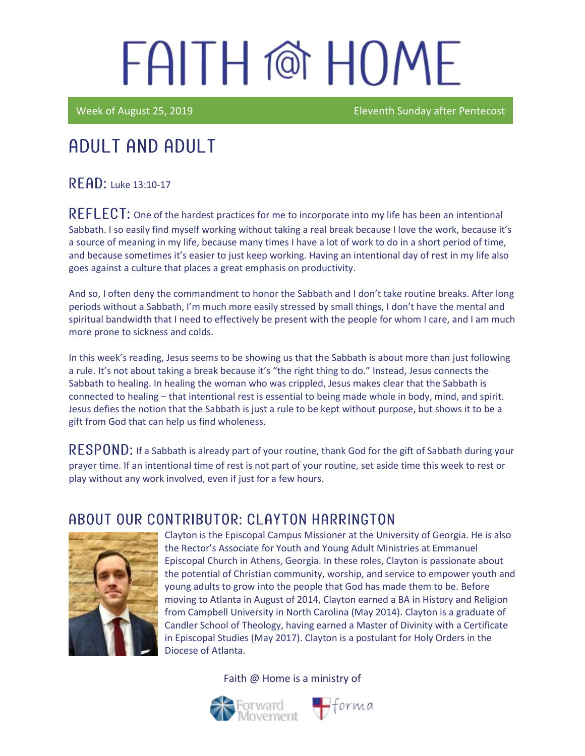# FAITH @ HOME

Week of August 25, 2019 Eleventh Sunday after Pentecost

## ADULT AND ADULT

**READ:** Luke 13:10-17

**REFLECT:** One of the hardest practices for me to incorporate into my life has been an intentional Sabbath. I so easily find myself working without taking a real break because I love the work, because it's a source of meaning in my life, because many times I have a lot of work to do in a short period of time, and because sometimes it's easier to just keep working. Having an intentional day of rest in my life also goes against a culture that places a great emphasis on productivity.

And so, I often deny the commandment to honor the Sabbath and I don't take routine breaks. After long periods without a Sabbath, I'm much more easily stressed by small things, I don't have the mental and spiritual bandwidth that I need to effectively be present with the people for whom I care, and I am much more prone to sickness and colds.

In this week's reading, Jesus seems to be showing us that the Sabbath is about more than just following a rule. It's not about taking a break because it's "the right thing to do." Instead, Jesus connects the Sabbath to healing. In healing the woman who was crippled, Jesus makes clear that the Sabbath is connected to healing – that intentional rest is essential to being made whole in body, mind, and spirit. Jesus defies the notion that the Sabbath is just a rule to be kept without purpose, but shows it to be a gift from God that can help us find wholeness.

**RESPOND:** If a Sabbath is already part of your routine, thank God for the gift of Sabbath during your prayer time. If an intentional time of rest is not part of your routine, set aside time this week to rest or play without any work involved, even if just for a few hours.

## ABOUT OUR CONTRIBUTOR: CLAYTON HARRINGTON

Clayton is the Episcopal Campus Missioner at the University of Georgia. He is also the Rector's Associate for Youth and Young Adult Ministries at Emmanuel Episcopal Church in Athens, Georgia. In these roles, Clayton is passionate about the potential of Christian community, worship, and service to empower youth and young adults to grow into the people that God has made them to be. Before moving to Atlanta in August of 2014, Clayton earned a BA in History and Religion from Campbell University in North Carolina (May 2014). Clayton is a graduate of Candler School of Theology, having earned a Master of Divinity with a Certificate in Episcopal Studies (May 2017). Clayton is a postulant for Holy Orders in the Diocese of Atlanta.

Faith @ Home is a ministry of

Forward Movement forma